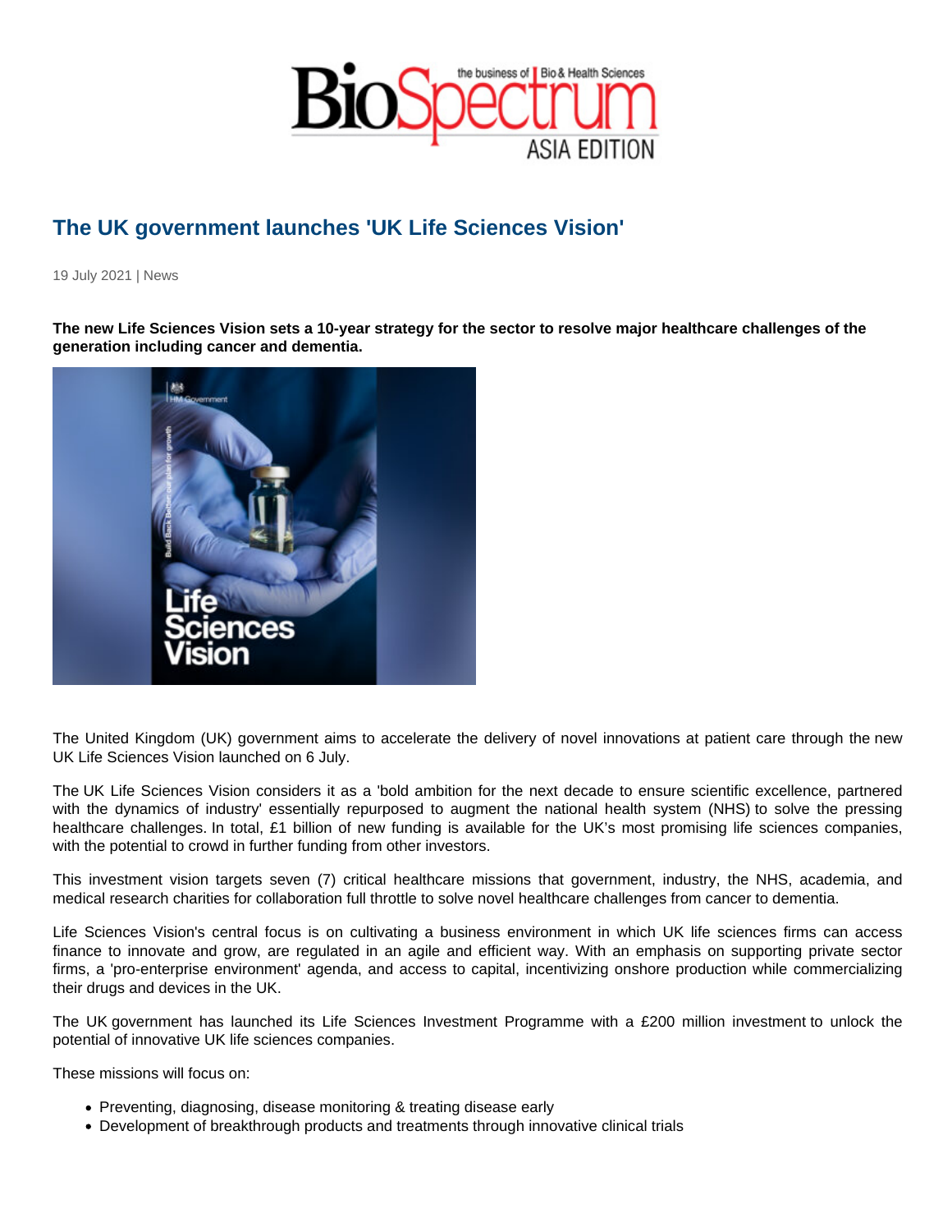# The UK government launches 'UK Life Sciences Vision'

19 July 2021 | News

**The new Life Sciences Vision sets a 10-year strategy for the sector to resolve major healthcare challenges of the generation including cancer and dementia.**

The United Kingdom (UK) government aims to accelerate the delivery of novel innovations at patient care through the new UK Life Sciences Vision launched on 6 July.

The UK Life Sciences Vision considers it as a 'bold ambition for the next decade to ensure scientific excellence, partnered with the dynamics of industry' essentially repurposed to augment the national health system (NHS) to solve the pressing healthcare challenges. In total, £1 billion of new funding is available for the UK's most promising life sciences companies, with the potential to crowd in further funding from other investors.

This investment vision targets seven (7) critical healthcare missions that government, industry, the NHS, academia, and medical research charities for collaboration full throttle to solve novel healthcare challenges from cancer to dementia.

Life Sciences Vision's central focus is on cultivating a business environment in which UK life sciences firms can access finance to innovate and grow, are regulated in an agile and efficient way. With an emphasis on supporting private sector firms, a 'pro-enterprise environment' agenda, and access to capital, incentivizing onshore production while commercializing their drugs and devices in the UK.

The UK government has launched its Life Sciences Investment Programme with a £200 million investment to unlock the potential of innovative UK life sciences companies.

These missions will focus on:

- Preventing, diagnosing, disease monitoring & treating disease early
- Development of breakthrough products and treatments through innovative clinical trials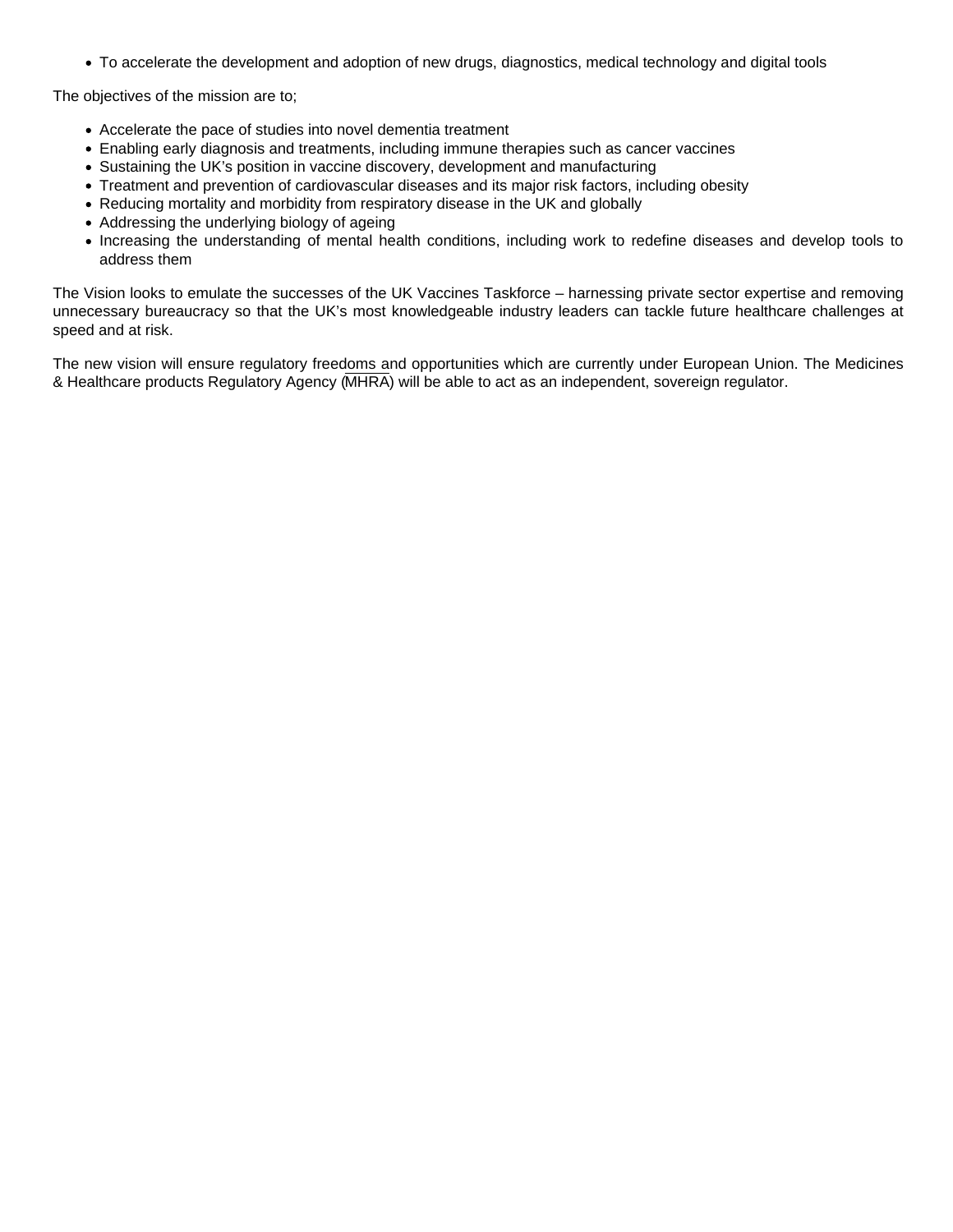- To accelerate the development and adoption of new drugs, diagnostics, medical technology and digital tools

The objectives of the mission are to;

- Accelerate the pace of studies into novel dementia treatment
- Enabling early diagnosis and treatments, including immune therapies such as cancer vaccines
- Sustaining the UK's position in vaccine discovery, development and manufacturing
- Treatment and prevention of cardiovascular diseases and its major risk factors, including obesity
- Reducing mortality and morbidity from respiratory disease in the UK and globally
- Addressing the underlying biology of ageing
- Increasing the understanding of mental health conditions, including work to redefine diseases and develop tools to address them

The Vision looks to emulate the successes of the UK Vaccines Taskforce – harnessing private sector expertise and removing unnecessary bureaucracy so that the UK's most knowledgeable industry leaders can tackle future healthcare challenges at speed and at risk.

The new vision will ensure regulatory freedoms and opportunities which are currently under European Union. The Medicines & Healthcare products Regulatory Agency (MHRA) will be able to act as an independent, sovereign regulator.